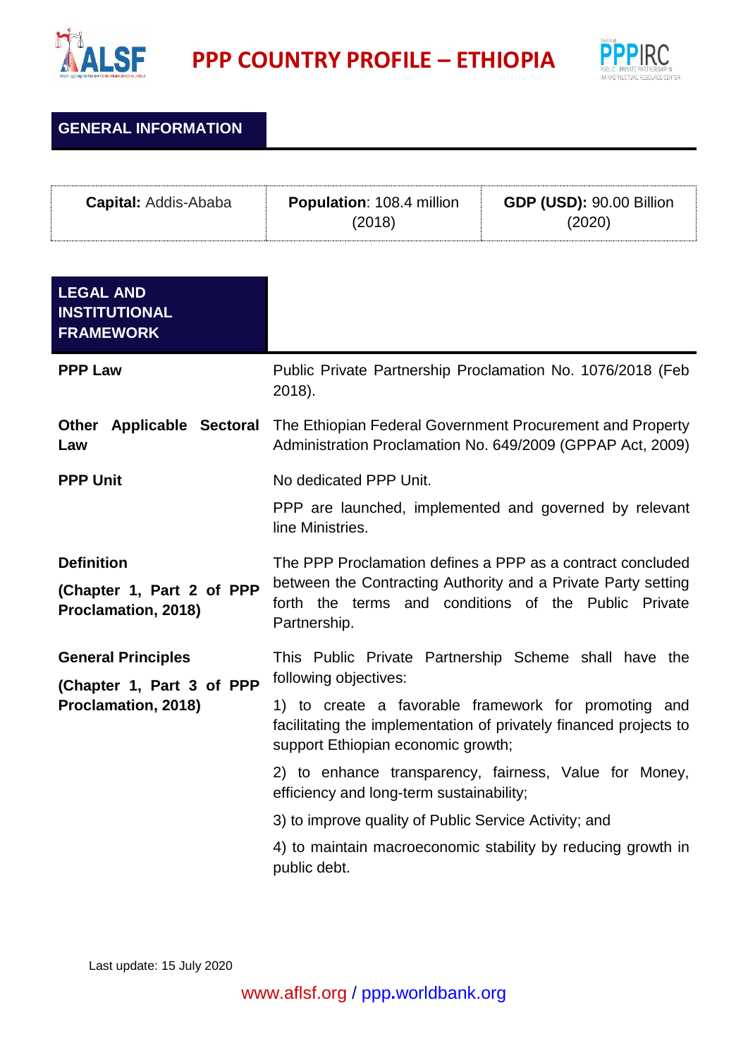# PPP COUNTRY PROFILE – ETHIOPIA

## GENERAL INFORMATION

| **Capital:** Addis-Ababa | **Population**: 108.4 million (2018) | **GDP (USD):** 90.00 Billion (2020) |
|---|---|---|

## LEGAL AND INSTITUTIONAL FRAMEWORK

| | |
|---|---|
| **PPP Law** | Public Private Partnership Proclamation No. 1076/2018 (Feb 2018). |
| **Other Applicable Sectoral Law** | The Ethiopian Federal Government Procurement and Property Administration Proclamation No. 649/2009 (GPPAP Act, 2009) |
| **PPP Unit** | No dedicated PPP Unit.<br><br>PPP are launched, implemented and governed by relevant line Ministries. |
| **Definition**<br><br>**(Chapter 1, Part 2 of PPP Proclamation, 2018)** | The PPP Proclamation defines a PPP as a contract concluded between the Contracting Authority and a Private Party setting forth the terms and conditions of the Public Private Partnership. |
| **General Principles**<br><br>**(Chapter 1, Part 3 of PPP Proclamation, 2018)** | This Public Private Partnership Scheme shall have the following objectives:<br><br>1) to create a favorable framework for promoting and facilitating the implementation of privately financed projects to support Ethiopian economic growth;<br><br>2) to enhance transparency, fairness, Value for Money, efficiency and long-term sustainability;<br><br>3) to improve quality of Public Service Activity; and<br><br>4) to maintain macroeconomic stability by reducing growth in public debt. |

Last update: 15 July 2020

www.aflsf.org / ppp.worldbank.org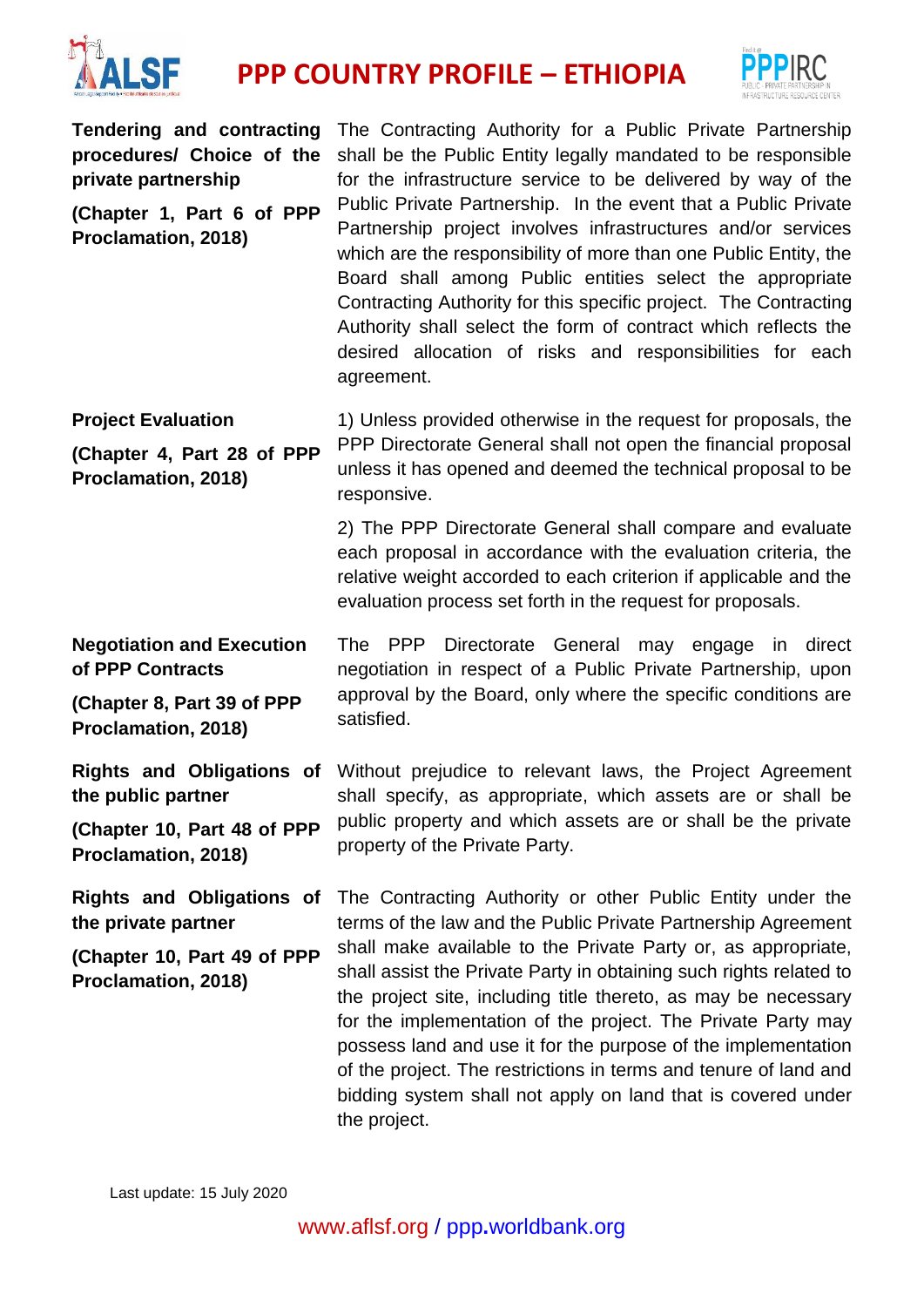| | |
|---|---|
| **Tendering and contracting procedures/ Choice of the private partnership** **(Chapter 1, Part 6 of PPP Proclamation, 2018)** | The Contracting Authority for a Public Private Partnership shall be the Public Entity legally mandated to be responsible for the infrastructure service to be delivered by way of the Public Private Partnership. In the event that a Public Private Partnership project involves infrastructures and/or services which are the responsibility of more than one Public Entity, the Board shall among Public entities select the appropriate Contracting Authority for this specific project. The Contracting Authority shall select the form of contract which reflects the desired allocation of risks and responsibilities for each agreement. |
| **Project Evaluation** **(Chapter 4, Part 28 of PPP Proclamation, 2018)** | 1) Unless provided otherwise in the request for proposals, the PPP Directorate General shall not open the financial proposal unless it has opened and deemed the technical proposal to be responsive. 2) The PPP Directorate General shall compare and evaluate each proposal in accordance with the evaluation criteria, the relative weight accorded to each criterion if applicable and the evaluation process set forth in the request for proposals. |
| **Negotiation and Execution of PPP Contracts** **(Chapter 8, Part 39 of PPP Proclamation, 2018)** | The PPP Directorate General may engage in direct negotiation in respect of a Public Private Partnership, upon approval by the Board, only where the specific conditions are satisfied. |
| **Rights and Obligations of the public partner** **(Chapter 10, Part 48 of PPP Proclamation, 2018)** | Without prejudice to relevant laws, the Project Agreement shall specify, as appropriate, which assets are or shall be public property and which assets are or shall be the private property of the Private Party. |
| **Rights and Obligations of the private partner** **(Chapter 10, Part 49 of PPP Proclamation, 2018)** | The Contracting Authority or other Public Entity under the terms of the law and the Public Private Partnership Agreement shall make available to the Private Party or, as appropriate, shall assist the Private Party in obtaining such rights related to the project site, including title thereto, as may be necessary for the implementation of the project. The Private Party may possess land and use it for the purpose of the implementation of the project. The restrictions in terms and tenure of land and bidding system shall not apply on land that is covered under the project. |

Last update: 15 July 2020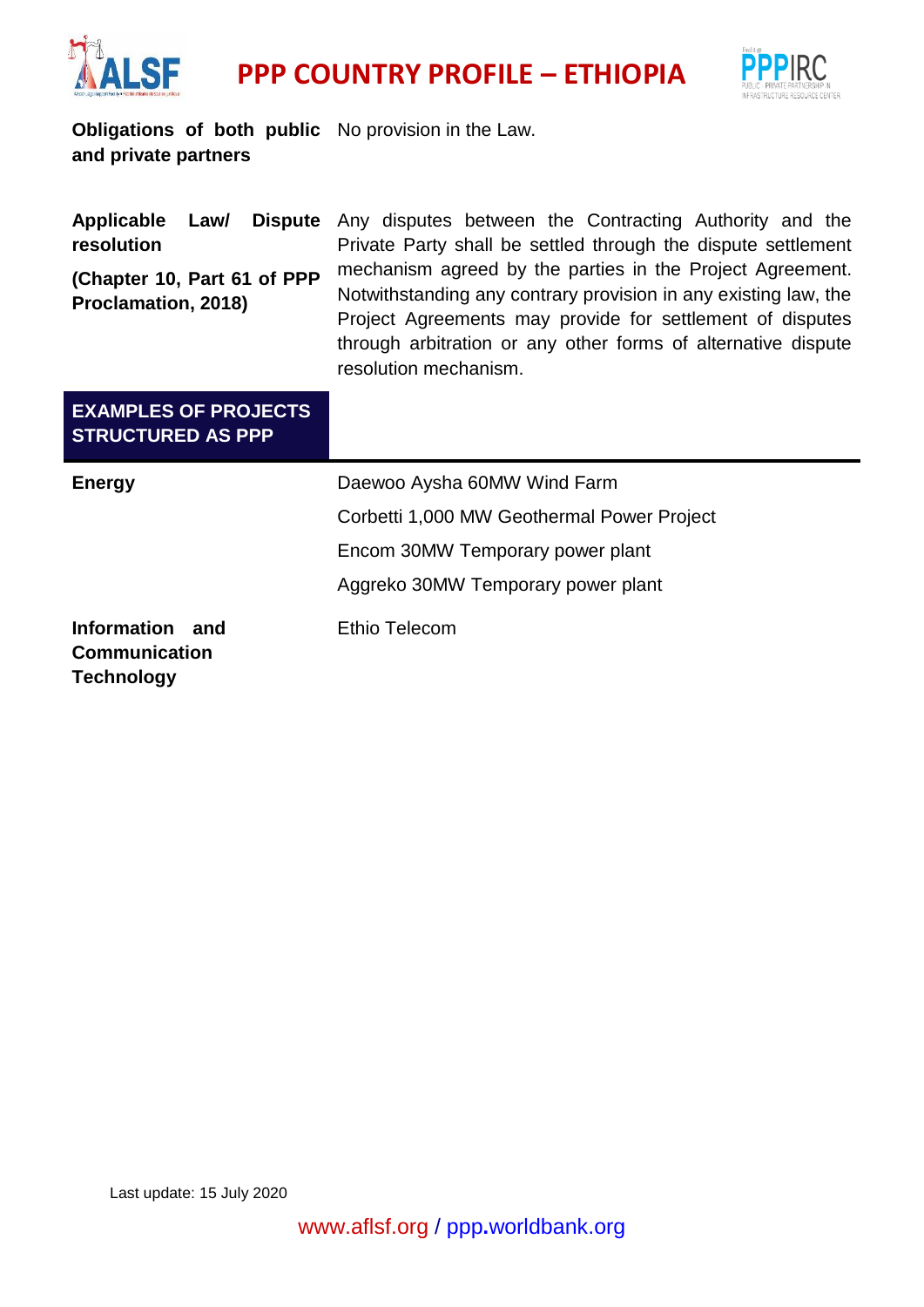| | |
|---|---|
| **Obligations of both public and private partners** | No provision in the Law. |
| **Applicable Law/ Dispute resolution**<br>**(Chapter 10, Part 61 of PPP Proclamation, 2018)** | Any disputes between the Contracting Authority and the Private Party shall be settled through the dispute settlement mechanism agreed by the parties in the Project Agreement. Notwithstanding any contrary provision in any existing law, the Project Agreements may provide for settlement of disputes through arbitration or any other forms of alternative dispute resolution mechanism. |

## EXAMPLES OF PROJECTS STRUCTURED AS PPP

| | |
|---|---|
| **Energy** | Daewoo Aysha 60MW Wind Farm<br>Corbetti 1,000 MW Geothermal Power Project<br>Encom 30MW Temporary power plant<br>Aggreko 30MW Temporary power plant |
| **Information and Communication Technology** | Ethio Telecom |

Last update: 15 July 2020

www.aflsf.org / ppp.worldbank.org